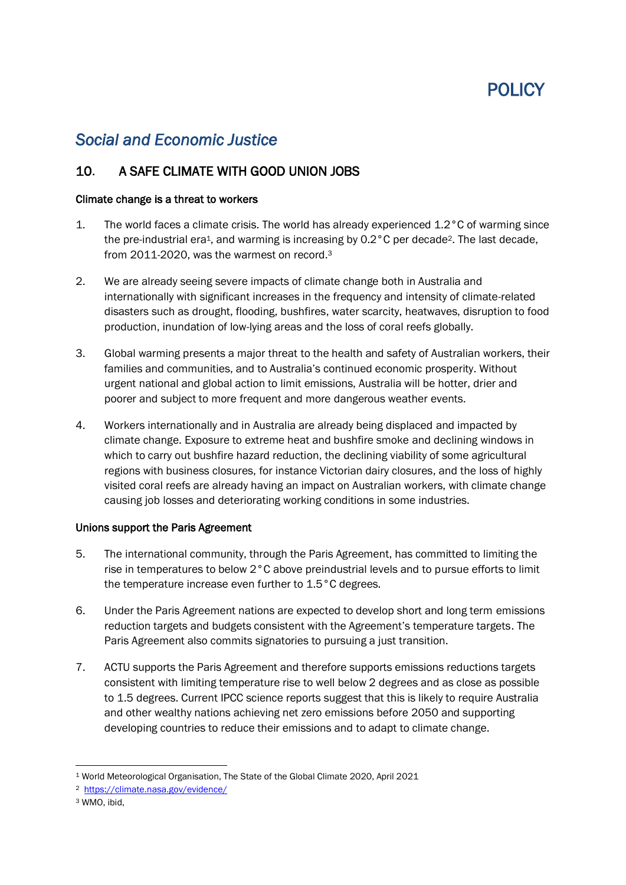# POLICY

## *Social and Economic Justice*

### 10. A SAFE CLIMATE WITH GOOD UNION JOBS

**Climate change is a threat to workers**

1. The world faces a climate crisis. The world has already experienced 1.2°C of warming since the pre-industrial era[1], and warming is increasing by 0.2°C per decade[2]. The last decade, from 2011-2020, was the warmest on record.[3]

2. We are already seeing severe impacts of climate change both in Australia and internationally with significant increases in the frequency and intensity of climate-related disasters such as drought, flooding, bushfires, water scarcity, heatwaves, disruption to food production, inundation of low-lying areas and the loss of coral reefs globally.

3. Global warming presents a major threat to the health and safety of Australian workers, their families and communities, and to Australia's continued economic prosperity. Without urgent national and global action to limit emissions, Australia will be hotter, drier and poorer and subject to more frequent and more dangerous weather events.

4. Workers internationally and in Australia are already being displaced and impacted by climate change. Exposure to extreme heat and bushfire smoke and declining windows in which to carry out bushfire hazard reduction, the declining viability of some agricultural regions with business closures, for instance Victorian dairy closures, and the loss of highly visited coral reefs are already having an impact on Australian workers, with climate change causing job losses and deteriorating working conditions in some industries.

**Unions support the Paris Agreement**

5. The international community, through the Paris Agreement, has committed to limiting the rise in temperatures to below 2°C above preindustrial levels and to pursue efforts to limit the temperature increase even further to 1.5°C degrees.

6. Under the Paris Agreement nations are expected to develop short and long term emissions reduction targets and budgets consistent with the Agreement's temperature targets. The Paris Agreement also commits signatories to pursuing a just transition.

7. ACTU supports the Paris Agreement and therefore supports emissions reductions targets consistent with limiting temperature rise to well below 2 degrees and as close as possible to 1.5 degrees. Current IPCC science reports suggest that this is likely to require Australia and other wealthy nations achieving net zero emissions before 2050 and supporting developing countries to reduce their emissions and to adapt to climate change.

---

[1] World Meteorological Organisation, The State of the Global Climate 2020, April 2021

[2] https://climate.nasa.gov/evidence/

[3] WMO, ibid,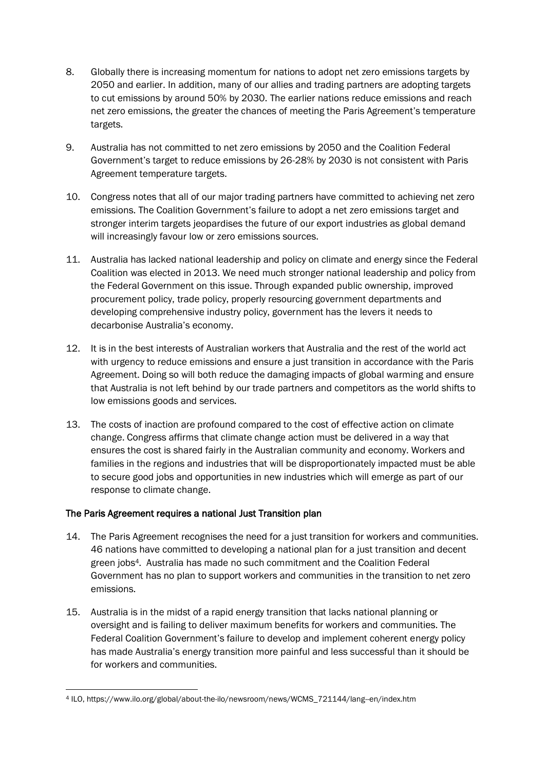8. Globally there is increasing momentum for nations to adopt net zero emissions targets by 2050 and earlier. In addition, many of our allies and trading partners are adopting targets to cut emissions by around 50% by 2030. The earlier nations reduce emissions and reach net zero emissions, the greater the chances of meeting the Paris Agreement's temperature targets.

9. Australia has not committed to net zero emissions by 2050 and the Coalition Federal Government's target to reduce emissions by 26-28% by 2030 is not consistent with Paris Agreement temperature targets.

10. Congress notes that all of our major trading partners have committed to achieving net zero emissions. The Coalition Government's failure to adopt a net zero emissions target and stronger interim targets jeopardises the future of our export industries as global demand will increasingly favour low or zero emissions sources.

11. Australia has lacked national leadership and policy on climate and energy since the Federal Coalition was elected in 2013. We need much stronger national leadership and policy from the Federal Government on this issue. Through expanded public ownership, improved procurement policy, trade policy, properly resourcing government departments and developing comprehensive industry policy, government has the levers it needs to decarbonise Australia's economy.

12. It is in the best interests of Australian workers that Australia and the rest of the world act with urgency to reduce emissions and ensure a just transition in accordance with the Paris Agreement. Doing so will both reduce the damaging impacts of global warming and ensure that Australia is not left behind by our trade partners and competitors as the world shifts to low emissions goods and services.

13. The costs of inaction are profound compared to the cost of effective action on climate change. Congress affirms that climate change action must be delivered in a way that ensures the cost is shared fairly in the Australian community and economy. Workers and families in the regions and industries that will be disproportionately impacted must be able to secure good jobs and opportunities in new industries which will emerge as part of our response to climate change.

## The Paris Agreement requires a national Just Transition plan

14. The Paris Agreement recognises the need for a just transition for workers and communities. 46 nations have committed to developing a national plan for a just transition and decent green jobs[4]. Australia has made no such commitment and the Coalition Federal Government has no plan to support workers and communities in the transition to net zero emissions.

15. Australia is in the midst of a rapid energy transition that lacks national planning or oversight and is failing to deliver maximum benefits for workers and communities. The Federal Coalition Government's failure to develop and implement coherent energy policy has made Australia's energy transition more painful and less successful than it should be for workers and communities.

---

[4] ILO, https://www.ilo.org/global/about-the-ilo/newsroom/news/WCMS_721144/lang--en/index.htm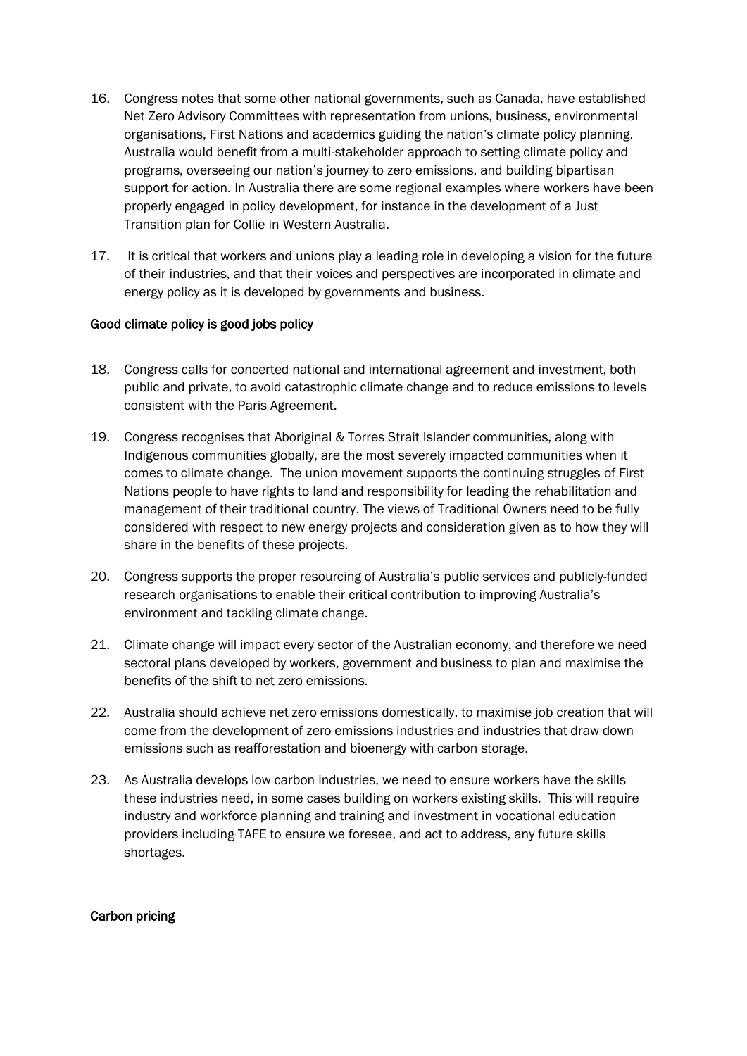16. Congress notes that some other national governments, such as Canada, have established Net Zero Advisory Committees with representation from unions, business, environmental organisations, First Nations and academics guiding the nation's climate policy planning. Australia would benefit from a multi-stakeholder approach to setting climate policy and programs, overseeing our nation's journey to zero emissions, and building bipartisan support for action. In Australia there are some regional examples where workers have been properly engaged in policy development, for instance in the development of a Just Transition plan for Collie in Western Australia.

17. It is critical that workers and unions play a leading role in developing a vision for the future of their industries, and that their voices and perspectives are incorporated in climate and energy policy as it is developed by governments and business.

## Good climate policy is good jobs policy

18. Congress calls for concerted national and international agreement and investment, both public and private, to avoid catastrophic climate change and to reduce emissions to levels consistent with the Paris Agreement.

19. Congress recognises that Aboriginal & Torres Strait Islander communities, along with Indigenous communities globally, are the most severely impacted communities when it comes to climate change. The union movement supports the continuing struggles of First Nations people to have rights to land and responsibility for leading the rehabilitation and management of their traditional country. The views of Traditional Owners need to be fully considered with respect to new energy projects and consideration given as to how they will share in the benefits of these projects.

20. Congress supports the proper resourcing of Australia's public services and publicly-funded research organisations to enable their critical contribution to improving Australia's environment and tackling climate change.

21. Climate change will impact every sector of the Australian economy, and therefore we need sectoral plans developed by workers, government and business to plan and maximise the benefits of the shift to net zero emissions.

22. Australia should achieve net zero emissions domestically, to maximise job creation that will come from the development of zero emissions industries and industries that draw down emissions such as reafforestation and bioenergy with carbon storage.

23. As Australia develops low carbon industries, we need to ensure workers have the skills these industries need, in some cases building on workers existing skills. This will require industry and workforce planning and training and investment in vocational education providers including TAFE to ensure we foresee, and act to address, any future skills shortages.

## Carbon pricing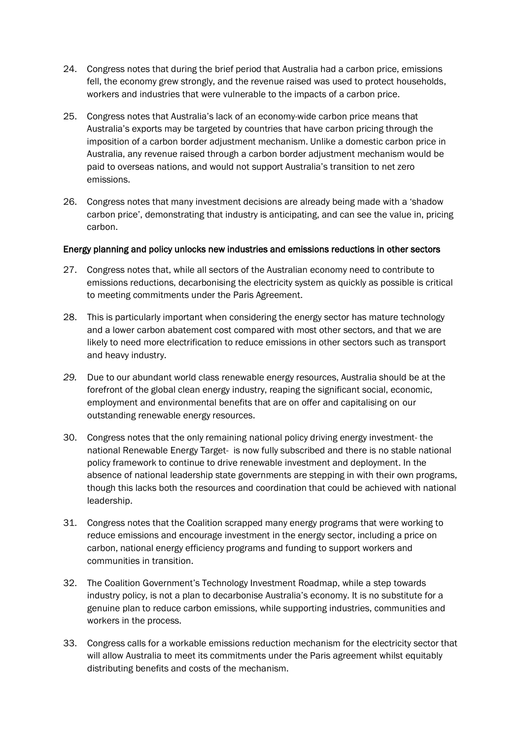24. Congress notes that during the brief period that Australia had a carbon price, emissions fell, the economy grew strongly, and the revenue raised was used to protect households, workers and industries that were vulnerable to the impacts of a carbon price.

25. Congress notes that Australia's lack of an economy-wide carbon price means that Australia's exports may be targeted by countries that have carbon pricing through the imposition of a carbon border adjustment mechanism. Unlike a domestic carbon price in Australia, any revenue raised through a carbon border adjustment mechanism would be paid to overseas nations, and would not support Australia's transition to net zero emissions.

26. Congress notes that many investment decisions are already being made with a 'shadow carbon price', demonstrating that industry is anticipating, and can see the value in, pricing carbon.

Energy planning and policy unlocks new industries and emissions reductions in other sectors

27. Congress notes that, while all sectors of the Australian economy need to contribute to emissions reductions, decarbonising the electricity system as quickly as possible is critical to meeting commitments under the Paris Agreement.

28. This is particularly important when considering the energy sector has mature technology and a lower carbon abatement cost compared with most other sectors, and that we are likely to need more electrification to reduce emissions in other sectors such as transport and heavy industry.

*29.* Due to our abundant world class renewable energy resources, Australia should be at the forefront of the global clean energy industry, reaping the significant social, economic, employment and environmental benefits that are on offer and capitalising on our outstanding renewable energy resources.

30. Congress notes that the only remaining national policy driving energy investment- the national Renewable Energy Target- is now fully subscribed and there is no stable national policy framework to continue to drive renewable investment and deployment. In the absence of national leadership state governments are stepping in with their own programs, though this lacks both the resources and coordination that could be achieved with national leadership.

31. Congress notes that the Coalition scrapped many energy programs that were working to reduce emissions and encourage investment in the energy sector, including a price on carbon, national energy efficiency programs and funding to support workers and communities in transition.

32. The Coalition Government's Technology Investment Roadmap, while a step towards industry policy, is not a plan to decarbonise Australia's economy. It is no substitute for a genuine plan to reduce carbon emissions, while supporting industries, communities and workers in the process.

33. Congress calls for a workable emissions reduction mechanism for the electricity sector that will allow Australia to meet its commitments under the Paris agreement whilst equitably distributing benefits and costs of the mechanism.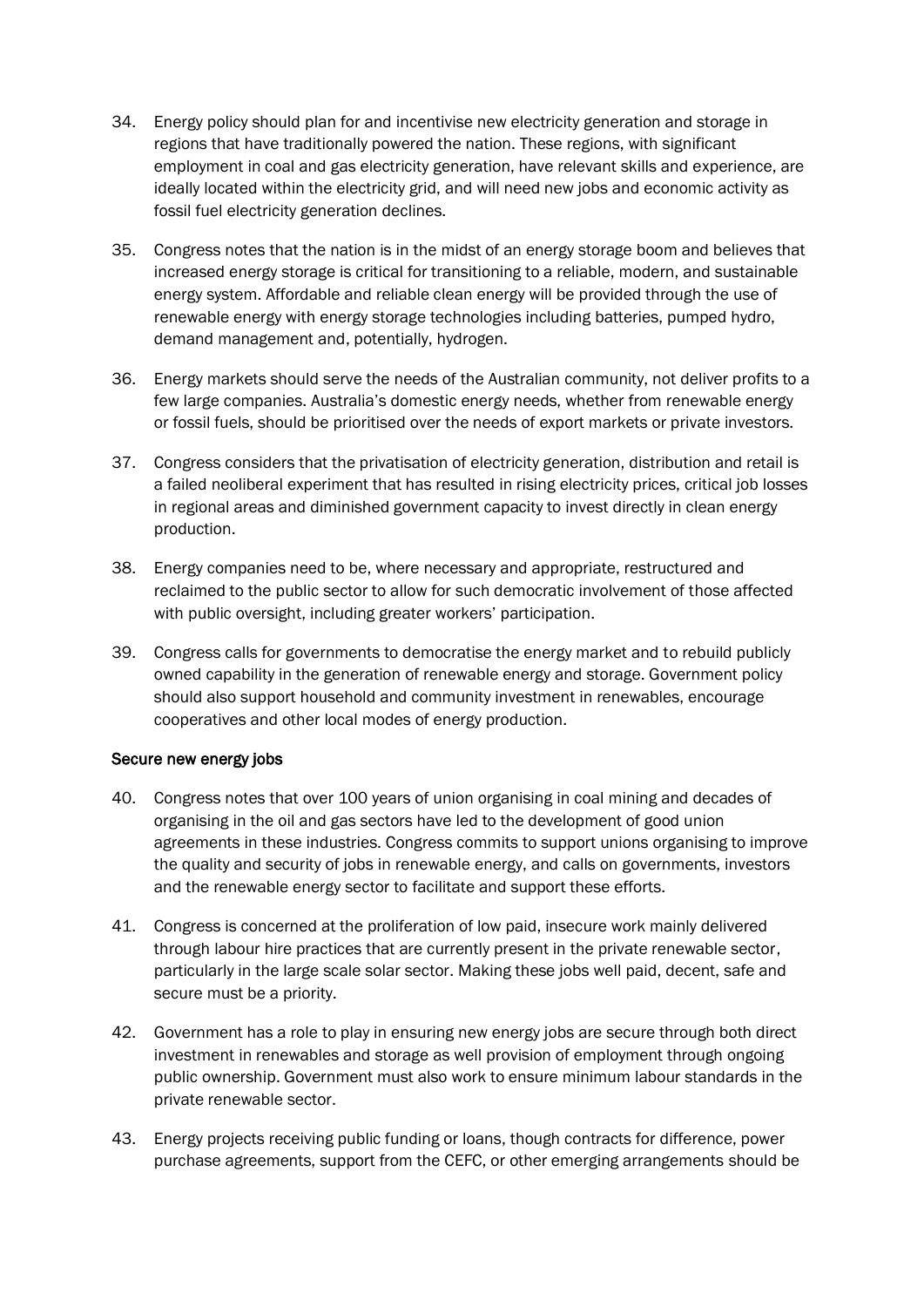34. Energy policy should plan for and incentivise new electricity generation and storage in regions that have traditionally powered the nation. These regions, with significant employment in coal and gas electricity generation, have relevant skills and experience, are ideally located within the electricity grid, and will need new jobs and economic activity as fossil fuel electricity generation declines.

35. Congress notes that the nation is in the midst of an energy storage boom and believes that increased energy storage is critical for transitioning to a reliable, modern, and sustainable energy system. Affordable and reliable clean energy will be provided through the use of renewable energy with energy storage technologies including batteries, pumped hydro, demand management and, potentially, hydrogen.

36. Energy markets should serve the needs of the Australian community, not deliver profits to a few large companies. Australia's domestic energy needs, whether from renewable energy or fossil fuels, should be prioritised over the needs of export markets or private investors.

37. Congress considers that the privatisation of electricity generation, distribution and retail is a failed neoliberal experiment that has resulted in rising electricity prices, critical job losses in regional areas and diminished government capacity to invest directly in clean energy production.

38. Energy companies need to be, where necessary and appropriate, restructured and reclaimed to the public sector to allow for such democratic involvement of those affected with public oversight, including greater workers' participation.

39. Congress calls for governments to democratise the energy market and to rebuild publicly owned capability in the generation of renewable energy and storage. Government policy should also support household and community investment in renewables, encourage cooperatives and other local modes of energy production.

## Secure new energy jobs

40. Congress notes that over 100 years of union organising in coal mining and decades of organising in the oil and gas sectors have led to the development of good union agreements in these industries. Congress commits to support unions organising to improve the quality and security of jobs in renewable energy, and calls on governments, investors and the renewable energy sector to facilitate and support these efforts.

41. Congress is concerned at the proliferation of low paid, insecure work mainly delivered through labour hire practices that are currently present in the private renewable sector, particularly in the large scale solar sector. Making these jobs well paid, decent, safe and secure must be a priority.

42. Government has a role to play in ensuring new energy jobs are secure through both direct investment in renewables and storage as well provision of employment through ongoing public ownership. Government must also work to ensure minimum labour standards in the private renewable sector.

43. Energy projects receiving public funding or loans, though contracts for difference, power purchase agreements, support from the CEFC, or other emerging arrangements should be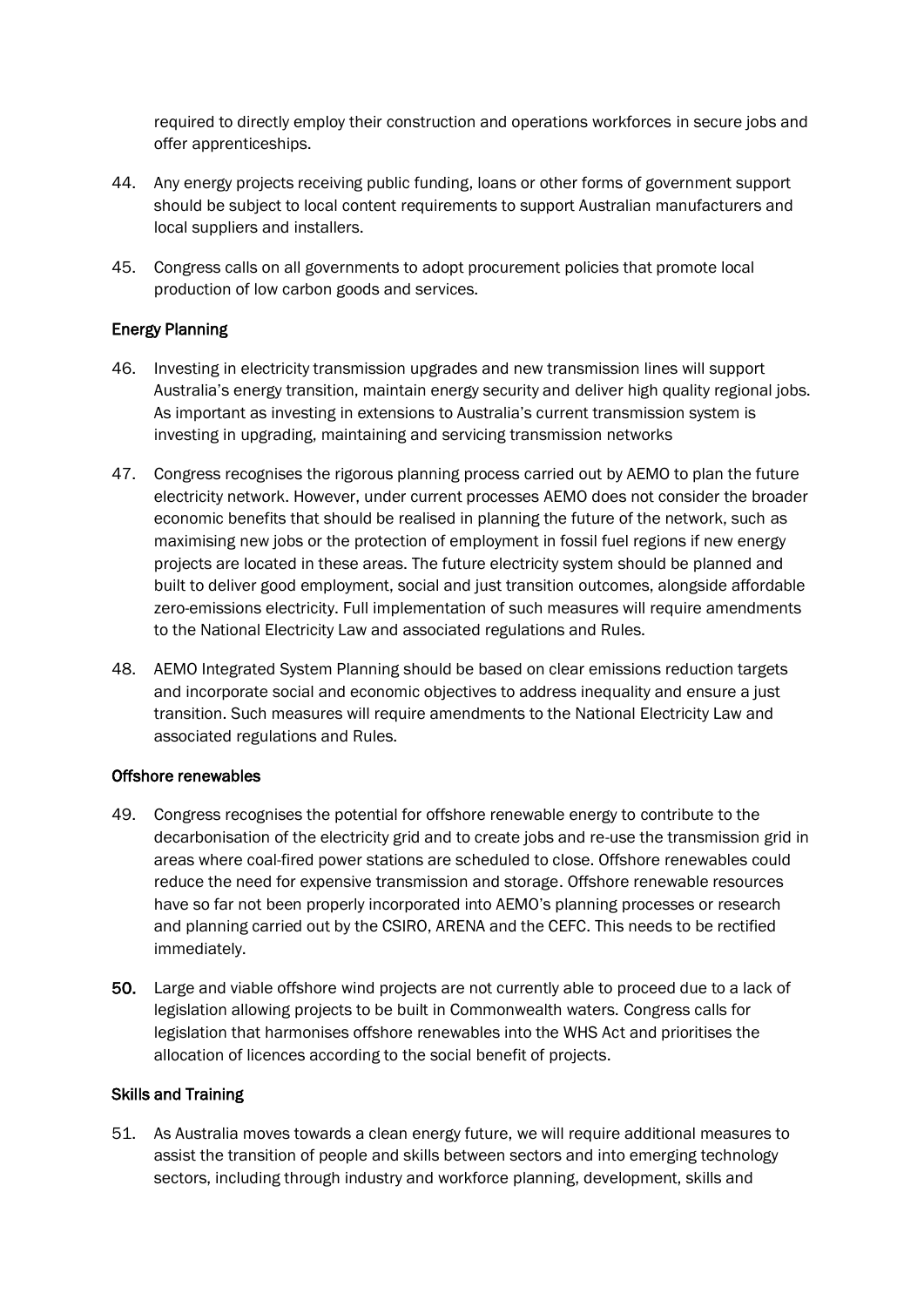required to directly employ their construction and operations workforces in secure jobs and offer apprenticeships.

44. Any energy projects receiving public funding, loans or other forms of government support should be subject to local content requirements to support Australian manufacturers and local suppliers and installers.

45. Congress calls on all governments to adopt procurement policies that promote local production of low carbon goods and services.

### Energy Planning

46. Investing in electricity transmission upgrades and new transmission lines will support Australia's energy transition, maintain energy security and deliver high quality regional jobs. As important as investing in extensions to Australia's current transmission system is investing in upgrading, maintaining and servicing transmission networks

47. Congress recognises the rigorous planning process carried out by AEMO to plan the future electricity network. However, under current processes AEMO does not consider the broader economic benefits that should be realised in planning the future of the network, such as maximising new jobs or the protection of employment in fossil fuel regions if new energy projects are located in these areas. The future electricity system should be planned and built to deliver good employment, social and just transition outcomes, alongside affordable zero-emissions electricity. Full implementation of such measures will require amendments to the National Electricity Law and associated regulations and Rules.

48. AEMO Integrated System Planning should be based on clear emissions reduction targets and incorporate social and economic objectives to address inequality and ensure a just transition. Such measures will require amendments to the National Electricity Law and associated regulations and Rules.

### Offshore renewables

49. Congress recognises the potential for offshore renewable energy to contribute to the decarbonisation of the electricity grid and to create jobs and re-use the transmission grid in areas where coal-fired power stations are scheduled to close. Offshore renewables could reduce the need for expensive transmission and storage. Offshore renewable resources have so far not been properly incorporated into AEMO's planning processes or research and planning carried out by the CSIRO, ARENA and the CEFC. This needs to be rectified immediately.

50. Large and viable offshore wind projects are not currently able to proceed due to a lack of legislation allowing projects to be built in Commonwealth waters. Congress calls for legislation that harmonises offshore renewables into the WHS Act and prioritises the allocation of licences according to the social benefit of projects.

### Skills and Training

51. As Australia moves towards a clean energy future, we will require additional measures to assist the transition of people and skills between sectors and into emerging technology sectors, including through industry and workforce planning, development, skills and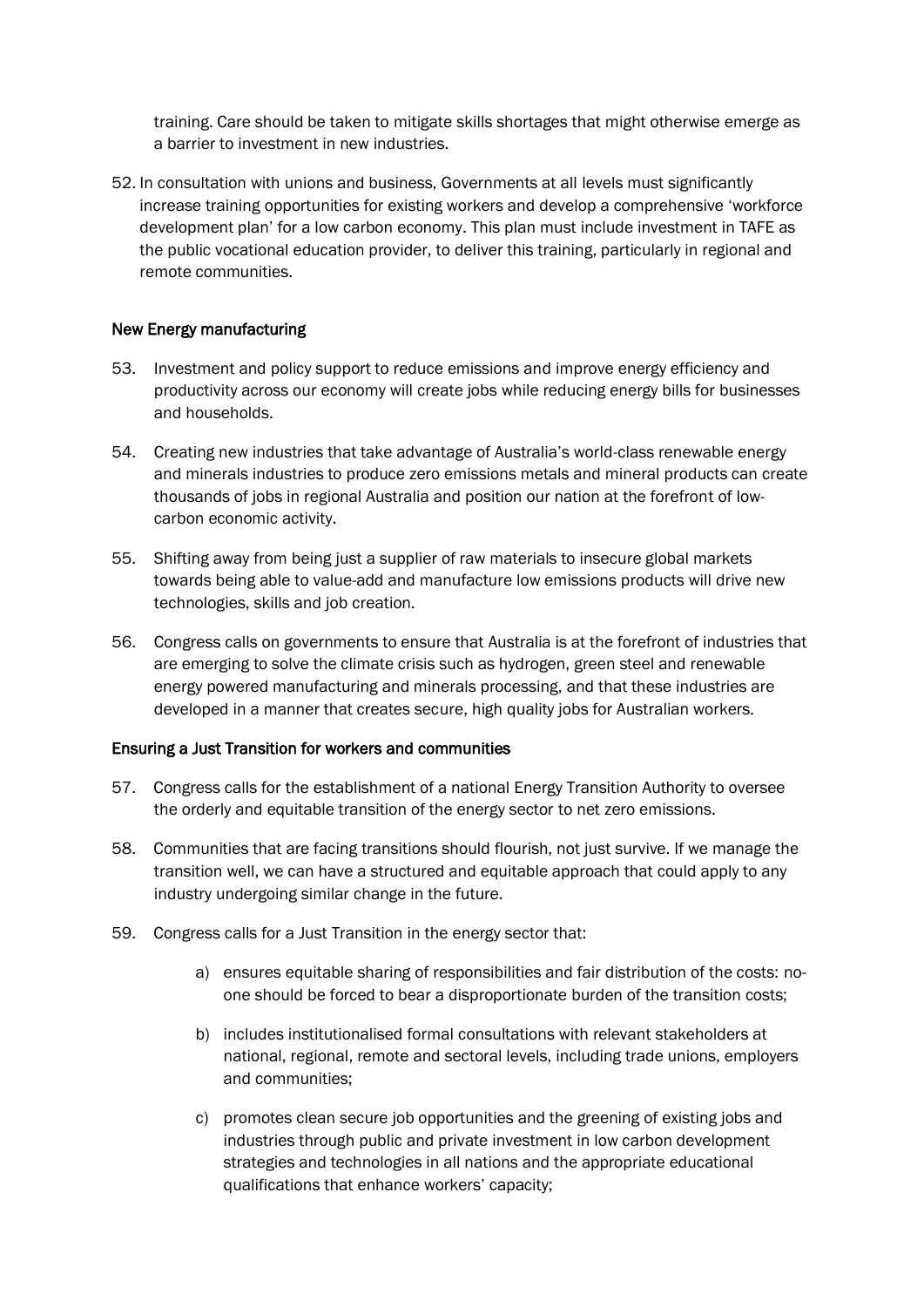training. Care should be taken to mitigate skills shortages that might otherwise emerge as a barrier to investment in new industries.

52. In consultation with unions and business, Governments at all levels must significantly increase training opportunities for existing workers and develop a comprehensive 'workforce development plan' for a low carbon economy. This plan must include investment in TAFE as the public vocational education provider, to deliver this training, particularly in regional and remote communities.

### New Energy manufacturing

53. Investment and policy support to reduce emissions and improve energy efficiency and productivity across our economy will create jobs while reducing energy bills for businesses and households.

54. Creating new industries that take advantage of Australia's world-class renewable energy and minerals industries to produce zero emissions metals and mineral products can create thousands of jobs in regional Australia and position our nation at the forefront of low-carbon economic activity.

55. Shifting away from being just a supplier of raw materials to insecure global markets towards being able to value-add and manufacture low emissions products will drive new technologies, skills and job creation.

56. Congress calls on governments to ensure that Australia is at the forefront of industries that are emerging to solve the climate crisis such as hydrogen, green steel and renewable energy powered manufacturing and minerals processing, and that these industries are developed in a manner that creates secure, high quality jobs for Australian workers.

### Ensuring a Just Transition for workers and communities

57. Congress calls for the establishment of a national Energy Transition Authority to oversee the orderly and equitable transition of the energy sector to net zero emissions.

58. Communities that are facing transitions should flourish, not just survive. If we manage the transition well, we can have a structured and equitable approach that could apply to any industry undergoing similar change in the future.

59. Congress calls for a Just Transition in the energy sector that:

    a) ensures equitable sharing of responsibilities and fair distribution of the costs: no-one should be forced to bear a disproportionate burden of the transition costs;

    b) includes institutionalised formal consultations with relevant stakeholders at national, regional, remote and sectoral levels, including trade unions, employers and communities;

    c) promotes clean secure job opportunities and the greening of existing jobs and industries through public and private investment in low carbon development strategies and technologies in all nations and the appropriate educational qualifications that enhance workers' capacity;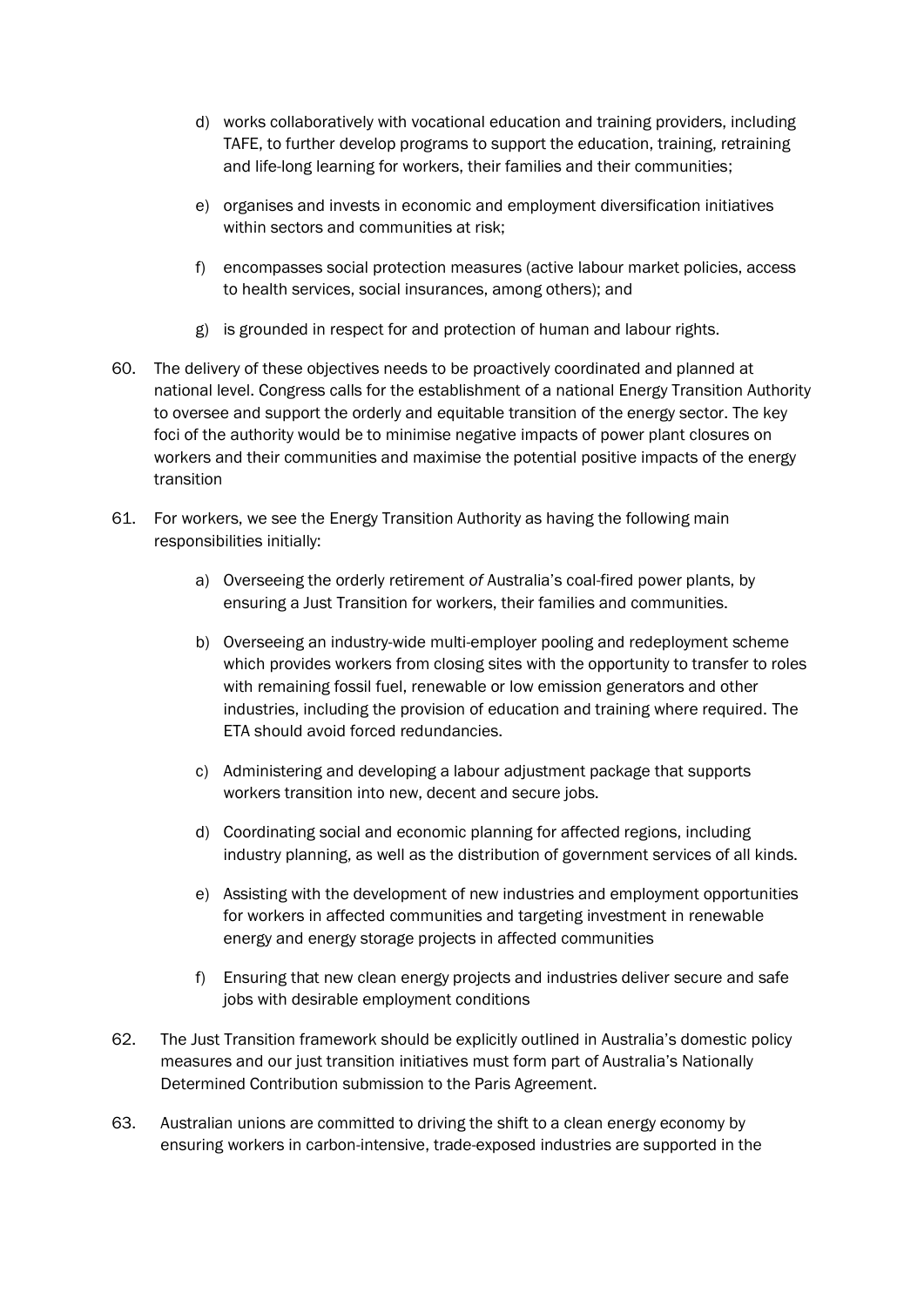d) works collaboratively with vocational education and training providers, including TAFE, to further develop programs to support the education, training, retraining and life-long learning for workers, their families and their communities;

e) organises and invests in economic and employment diversification initiatives within sectors and communities at risk;

f) encompasses social protection measures (active labour market policies, access to health services, social insurances, among others); and

g) is grounded in respect for and protection of human and labour rights.

60. The delivery of these objectives needs to be proactively coordinated and planned at national level. Congress calls for the establishment of a national Energy Transition Authority to oversee and support the orderly and equitable transition of the energy sector. The key foci of the authority would be to minimise negative impacts of power plant closures on workers and their communities and maximise the potential positive impacts of the energy transition

61. For workers, we see the Energy Transition Authority as having the following main responsibilities initially:

    a) Overseeing the orderly retirement *of* Australia's coal-fired power plants, by ensuring a Just Transition for workers, their families and communities.

    b) Overseeing an industry-wide multi-employer pooling and redeployment scheme which provides workers from closing sites with the opportunity to transfer to roles with remaining fossil fuel, renewable or low emission generators and other industries, including the provision of education and training where required. The ETA should avoid forced redundancies.

    c) Administering and developing a labour adjustment package that supports workers transition into new, decent and secure jobs.

    d) Coordinating social and economic planning for affected regions, including industry planning, as well as the distribution of government services of all kinds.

    e) Assisting with the development of new industries and employment opportunities for workers in affected communities and targeting investment in renewable energy and energy storage projects in affected communities

    f) Ensuring that new clean energy projects and industries deliver secure and safe jobs with desirable employment conditions

62. The Just Transition framework should be explicitly outlined in Australia's domestic policy measures and our just transition initiatives must form part of Australia's Nationally Determined Contribution submission to the Paris Agreement.

63. Australian unions are committed to driving the shift to a clean energy economy by ensuring workers in carbon-intensive, trade-exposed industries are supported in the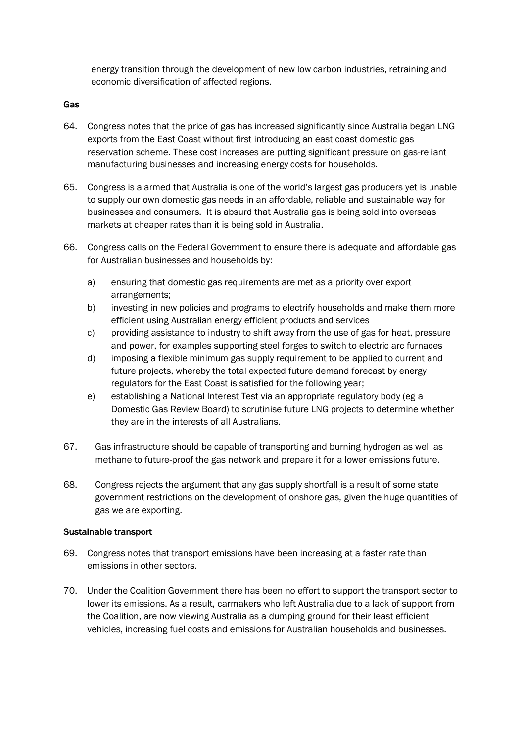energy transition through the development of new low carbon industries, retraining and economic diversification of affected regions.

**Gas**

64. Congress notes that the price of gas has increased significantly since Australia began LNG exports from the East Coast without first introducing an east coast domestic gas reservation scheme. These cost increases are putting significant pressure on gas-reliant manufacturing businesses and increasing energy costs for households.

65. Congress is alarmed that Australia is one of the world's largest gas producers yet is unable to supply our own domestic gas needs in an affordable, reliable and sustainable way for businesses and consumers. It is absurd that Australia gas is being sold into overseas markets at cheaper rates than it is being sold in Australia.

66. Congress calls on the Federal Government to ensure there is adequate and affordable gas for Australian businesses and households by:

    a) ensuring that domestic gas requirements are met as a priority over export arrangements;
    b) investing in new policies and programs to electrify households and make them more efficient using Australian energy efficient products and services
    c) providing assistance to industry to shift away from the use of gas for heat, pressure and power, for examples supporting steel forges to switch to electric arc furnaces
    d) imposing a flexible minimum gas supply requirement to be applied to current and future projects, whereby the total expected future demand forecast by energy regulators for the East Coast is satisfied for the following year;
    e) establishing a National Interest Test via an appropriate regulatory body (eg a Domestic Gas Review Board) to scrutinise future LNG projects to determine whether they are in the interests of all Australians.

67. Gas infrastructure should be capable of transporting and burning hydrogen as well as methane to future-proof the gas network and prepare it for a lower emissions future.

68. Congress rejects the argument that any gas supply shortfall is a result of some state government restrictions on the development of onshore gas, given the huge quantities of gas we are exporting.

**Sustainable transport**

69. Congress notes that transport emissions have been increasing at a faster rate than emissions in other sectors.

70. Under the Coalition Government there has been no effort to support the transport sector to lower its emissions. As a result, carmakers who left Australia due to a lack of support from the Coalition, are now viewing Australia as a dumping ground for their least efficient vehicles, increasing fuel costs and emissions for Australian households and businesses.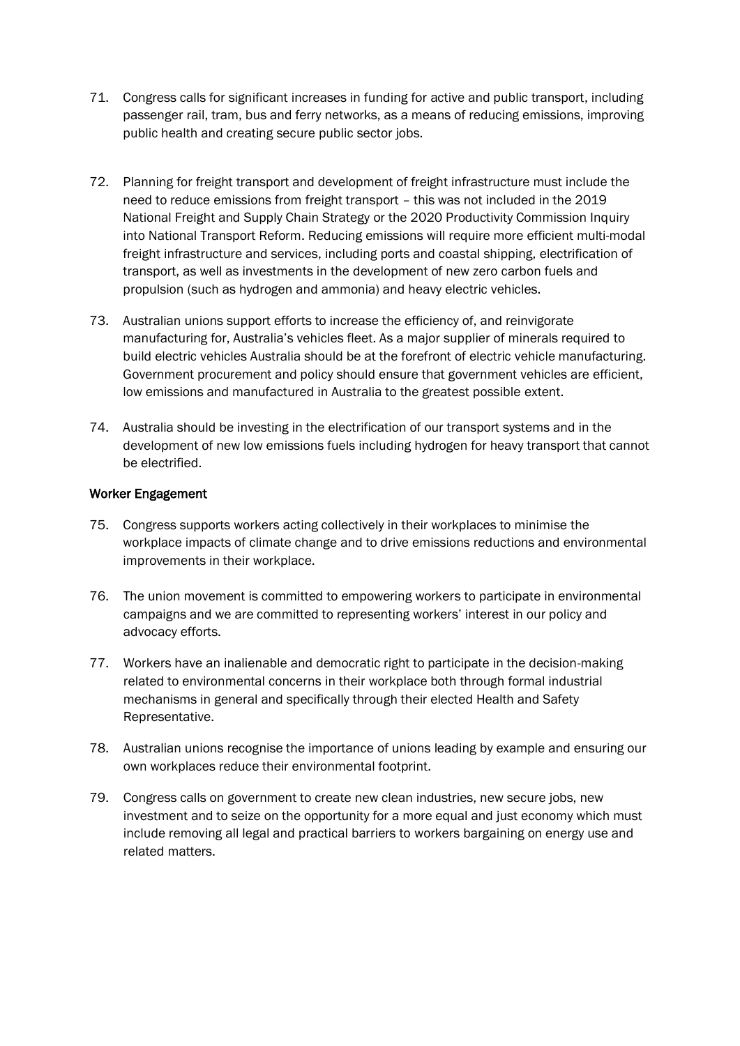71. Congress calls for significant increases in funding for active and public transport, including passenger rail, tram, bus and ferry networks, as a means of reducing emissions, improving public health and creating secure public sector jobs.

72. Planning for freight transport and development of freight infrastructure must include the need to reduce emissions from freight transport – this was not included in the 2019 National Freight and Supply Chain Strategy or the 2020 Productivity Commission Inquiry into National Transport Reform. Reducing emissions will require more efficient multi-modal freight infrastructure and services, including ports and coastal shipping, electrification of transport, as well as investments in the development of new zero carbon fuels and propulsion (such as hydrogen and ammonia) and heavy electric vehicles.

73. Australian unions support efforts to increase the efficiency of, and reinvigorate manufacturing for, Australia's vehicles fleet. As a major supplier of minerals required to build electric vehicles Australia should be at the forefront of electric vehicle manufacturing. Government procurement and policy should ensure that government vehicles are efficient, low emissions and manufactured in Australia to the greatest possible extent.

74. Australia should be investing in the electrification of our transport systems and in the development of new low emissions fuels including hydrogen for heavy transport that cannot be electrified.

### Worker Engagement

75. Congress supports workers acting collectively in their workplaces to minimise the workplace impacts of climate change and to drive emissions reductions and environmental improvements in their workplace.

76. The union movement is committed to empowering workers to participate in environmental campaigns and we are committed to representing workers' interest in our policy and advocacy efforts.

77. Workers have an inalienable and democratic right to participate in the decision-making related to environmental concerns in their workplace both through formal industrial mechanisms in general and specifically through their elected Health and Safety Representative.

78. Australian unions recognise the importance of unions leading by example and ensuring our own workplaces reduce their environmental footprint.

79. Congress calls on government to create new clean industries, new secure jobs, new investment and to seize on the opportunity for a more equal and just economy which must include removing all legal and practical barriers to workers bargaining on energy use and related matters.